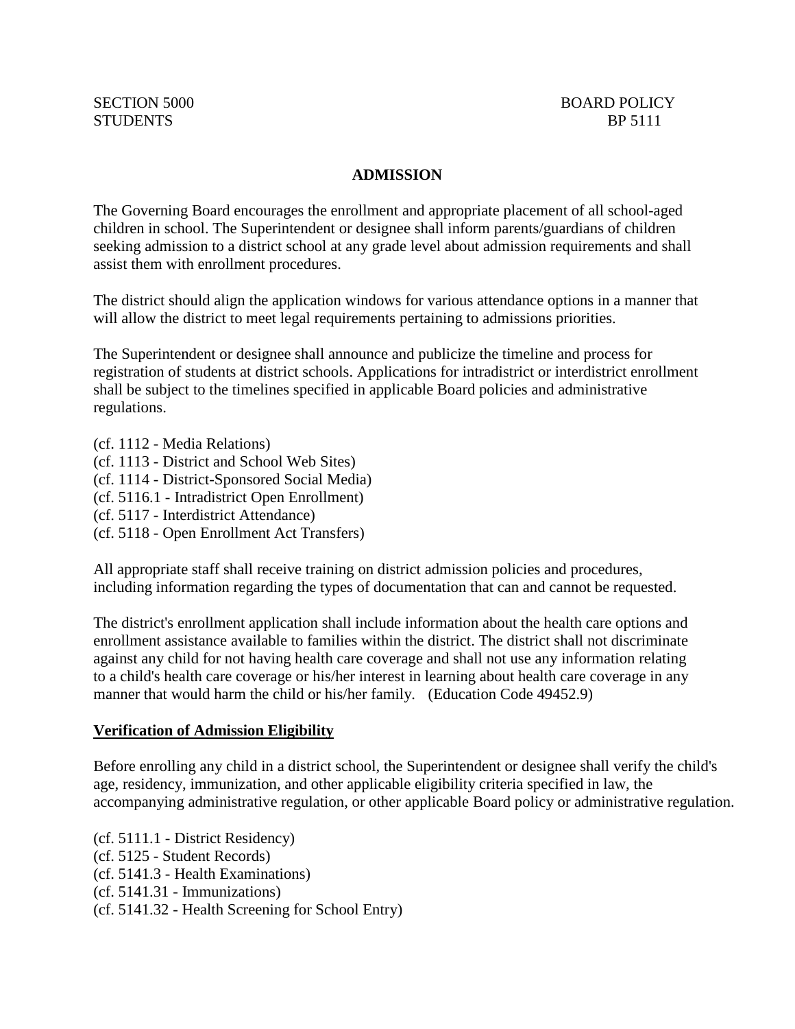SECTION 5000 BOARD POLICY
STUDENTS BP 5111

# ADMISSION

The Governing Board encourages the enrollment and appropriate placement of all school-aged children in school. The Superintendent or designee shall inform parents/guardians of children seeking admission to a district school at any grade level about admission requirements and shall assist them with enrollment procedures.

The district should align the application windows for various attendance options in a manner that will allow the district to meet legal requirements pertaining to admissions priorities.

The Superintendent or designee shall announce and publicize the timeline and process for registration of students at district schools. Applications for intradistrict or interdistrict enrollment shall be subject to the timelines specified in applicable Board policies and administrative regulations.

(cf. 1112 - Media Relations)
(cf. 1113 - District and School Web Sites)
(cf. 1114 - District-Sponsored Social Media)
(cf. 5116.1 - Intradistrict Open Enrollment)
(cf. 5117 - Interdistrict Attendance)
(cf. 5118 - Open Enrollment Act Transfers)

All appropriate staff shall receive training on district admission policies and procedures, including information regarding the types of documentation that can and cannot be requested.

The district's enrollment application shall include information about the health care options and enrollment assistance available to families within the district. The district shall not discriminate against any child for not having health care coverage and shall not use any information relating to a child's health care coverage or his/her interest in learning about health care coverage in any manner that would harm the child or his/her family. (Education Code 49452.9)

**Verification of Admission Eligibility**

Before enrolling any child in a district school, the Superintendent or designee shall verify the child's age, residency, immunization, and other applicable eligibility criteria specified in law, the accompanying administrative regulation, or other applicable Board policy or administrative regulation.

(cf. 5111.1 - District Residency)
(cf. 5125 - Student Records)
(cf. 5141.3 - Health Examinations)
(cf. 5141.31 - Immunizations)
(cf. 5141.32 - Health Screening for School Entry)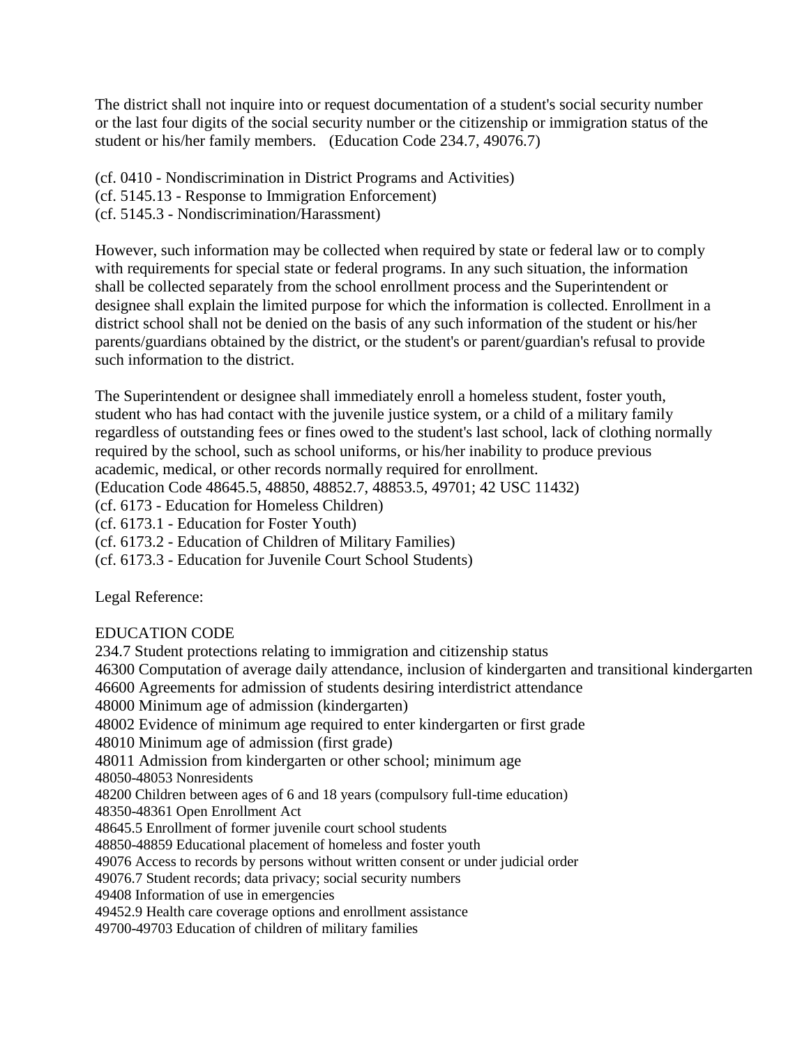The district shall not inquire into or request documentation of a student's social security number or the last four digits of the social security number or the citizenship or immigration status of the student or his/her family members. (Education Code 234.7, 49076.7)

(cf. 0410 - Nondiscrimination in District Programs and Activities)
(cf. 5145.13 - Response to Immigration Enforcement)
(cf. 5145.3 - Nondiscrimination/Harassment)

However, such information may be collected when required by state or federal law or to comply with requirements for special state or federal programs. In any such situation, the information shall be collected separately from the school enrollment process and the Superintendent or designee shall explain the limited purpose for which the information is collected. Enrollment in a district school shall not be denied on the basis of any such information of the student or his/her parents/guardians obtained by the district, or the student's or parent/guardian's refusal to provide such information to the district.

The Superintendent or designee shall immediately enroll a homeless student, foster youth, student who has had contact with the juvenile justice system, or a child of a military family regardless of outstanding fees or fines owed to the student's last school, lack of clothing normally required by the school, such as school uniforms, or his/her inability to produce previous academic, medical, or other records normally required for enrollment.
(Education Code 48645.5, 48850, 48852.7, 48853.5, 49701; 42 USC 11432)
(cf. 6173 - Education for Homeless Children)
(cf. 6173.1 - Education for Foster Youth)
(cf. 6173.2 - Education of Children of Military Families)
(cf. 6173.3 - Education for Juvenile Court School Students)

Legal Reference:

EDUCATION CODE
234.7 Student protections relating to immigration and citizenship status
46300 Computation of average daily attendance, inclusion of kindergarten and transitional kindergarten
46600 Agreements for admission of students desiring interdistrict attendance
48000 Minimum age of admission (kindergarten)
48002 Evidence of minimum age required to enter kindergarten or first grade
48010 Minimum age of admission (first grade)
48011 Admission from kindergarten or other school; minimum age
48050-48053 Nonresidents
48200 Children between ages of 6 and 18 years (compulsory full-time education)
48350-48361 Open Enrollment Act
48645.5 Enrollment of former juvenile court school students
48850-48859 Educational placement of homeless and foster youth
49076 Access to records by persons without written consent or under judicial order
49076.7 Student records; data privacy; social security numbers
49408 Information of use in emergencies
49452.9 Health care coverage options and enrollment assistance
49700-49703 Education of children of military families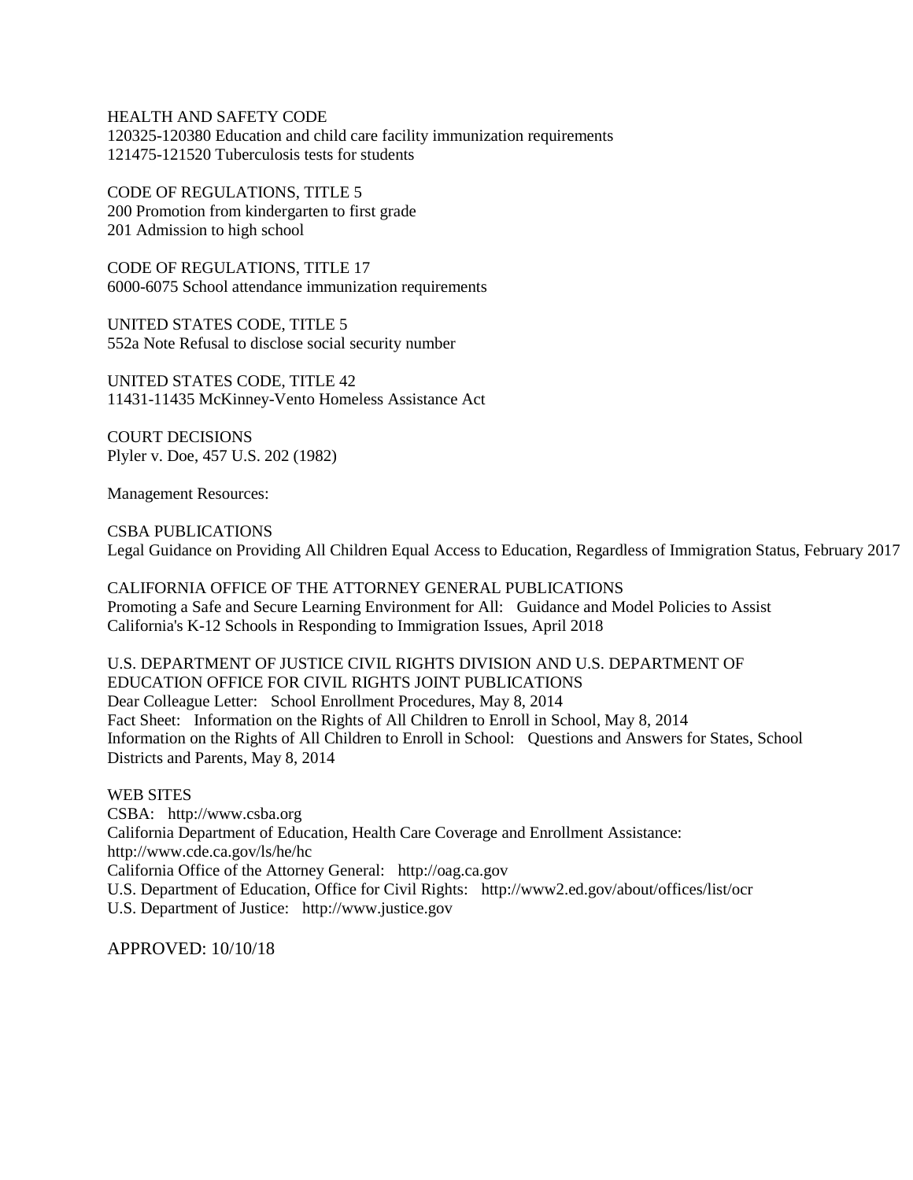HEALTH AND SAFETY CODE
120325-120380 Education and child care facility immunization requirements
121475-121520 Tuberculosis tests for students

CODE OF REGULATIONS, TITLE 5
200 Promotion from kindergarten to first grade
201 Admission to high school

CODE OF REGULATIONS, TITLE 17
6000-6075 School attendance immunization requirements

UNITED STATES CODE, TITLE 5
552a Note Refusal to disclose social security number

UNITED STATES CODE, TITLE 42
11431-11435 McKinney-Vento Homeless Assistance Act

COURT DECISIONS
Plyler v. Doe, 457 U.S. 202 (1982)

Management Resources:

CSBA PUBLICATIONS
Legal Guidance on Providing All Children Equal Access to Education, Regardless of Immigration Status, February 2017

CALIFORNIA OFFICE OF THE ATTORNEY GENERAL PUBLICATIONS
Promoting a Safe and Secure Learning Environment for All: Guidance and Model Policies to Assist California's K-12 Schools in Responding to Immigration Issues, April 2018

U.S. DEPARTMENT OF JUSTICE CIVIL RIGHTS DIVISION AND U.S. DEPARTMENT OF EDUCATION OFFICE FOR CIVIL RIGHTS JOINT PUBLICATIONS
Dear Colleague Letter: School Enrollment Procedures, May 8, 2014
Fact Sheet: Information on the Rights of All Children to Enroll in School, May 8, 2014
Information on the Rights of All Children to Enroll in School: Questions and Answers for States, School Districts and Parents, May 8, 2014

WEB SITES
CSBA: http://www.csba.org
California Department of Education, Health Care Coverage and Enrollment Assistance: http://www.cde.ca.gov/ls/he/hc
California Office of the Attorney General: http://oag.ca.gov
U.S. Department of Education, Office for Civil Rights: http://www2.ed.gov/about/offices/list/ocr
U.S. Department of Justice: http://www.justice.gov

APPROVED: 10/10/18